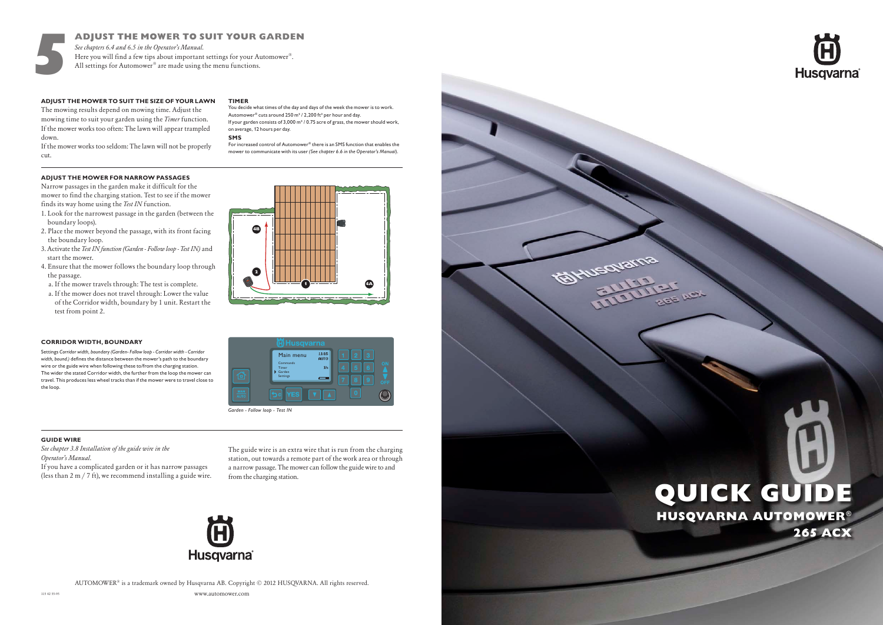# 5 ADJUST THE MOWER TO SUIT YOUR GARDEN

*See chapters 6.4 and 6.5 in the Operator's Manual.*
Here you will find a few tips about important settings for your Automower®.
All settings for Automower® are made using the menu functions.

### ADJUST THE MOWER TO SUIT THE SIZE OF YOUR LAWN

The mowing results depend on mowing time. Adjust the mowing time to suit your garden using the *Timer* function.
If the mower works too often: The lawn will appear trampled down.
If the mower works too seldom: The lawn will not be properly cut.

### TIMER

You decide what times of the day and days of the week the mower is to work.
Automower® cuts around 250 m² / 2,200 ft² per hour and day.
If your garden consists of 3,000 m² / 0.75 acre of grass, the mower should work, on average, 12 hours per day.

### SMS

For increased control of Automower® there is an SMS function that enables the mower to communicate with its user *(See chapter 6.6 in the Operator's Manual)*.

### ADJUST THE MOWER FOR NARROW PASSAGES

Narrow passages in the garden make it difficult for the mower to find the charging station. Test to see if the mower finds its way home using the *Test IN* function.

1. Look for the narrowest passage in the garden (between the boundary loops).
2. Place the mower beyond the passage, with its front facing the boundary loop.
3. Activate the *Test IN function (Garden - Follow loop - Test IN)* and start the mower.
4. Ensure that the mower follows the boundary loop through the passage.
   a. If the mower travels through: The test is complete.
   a. If the mower does not travel through: Lower the value of the Corridor width, boundary by 1 unit. Restart the test from point 2.

### CORRIDOR WIDTH, BOUNDARY

Settings *Corridor width, boundary (Garden- Follow loop - Corridor width - Corridor width, bound.)* defines the distance between the mower's path to the boundary wire or the guide wire when following these to/from the charging station. The wider the stated Corridor width, the further from the loop the mower can travel. This produces less wheel tracks than if the mower were to travel close to the loop.

*Garden - Follow loop - Test IN*

### GUIDE WIRE

*See chapter 3.8 Installation of the guide wire in the Operator's Manual.*
If you have a complicated garden or it has narrow passages (less than 2 m / 7 ft), we recommend installing a guide wire.

The guide wire is an extra wire that is run from the charging station, out towards a remote part of the work area or through a narrow passage. The mower can follow the guide wire to and from the charging station.

AUTOMOWER® is a trademark owned by Husqvarna AB. Copyright © 2012 HUSQVARNA. All rights reserved.

115 42 55-95

www.automower.com

# QUICK GUIDE

## HUSQVARNA AUTOMOWER®

## 265 ACX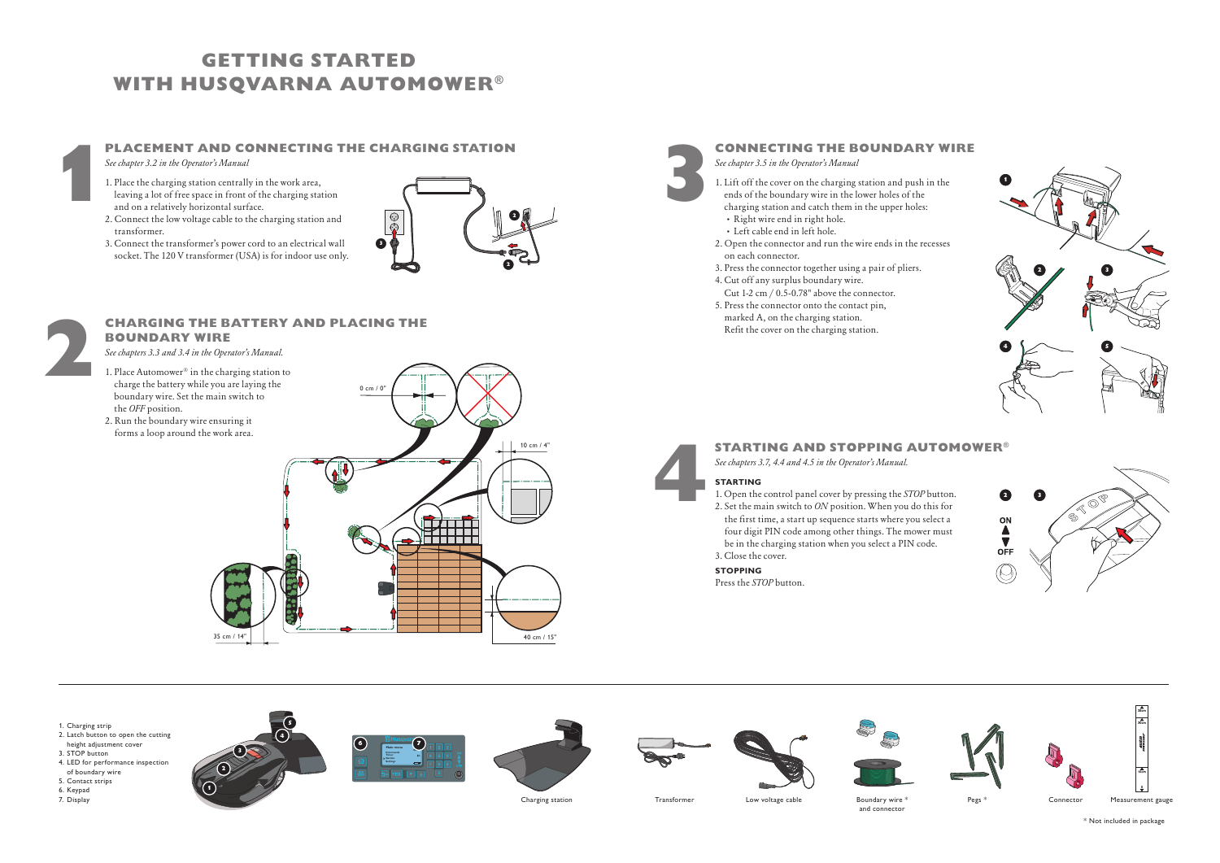# GETTING STARTED WITH HUSQVARNA AUTOMOWER®

## 1 PLACEMENT AND CONNECTING THE CHARGING STATION

*See chapter 3.2 in the Operator's Manual*

1. Place the charging station centrally in the work area, leaving a lot of free space in front of the charging station and on a relatively horizontal surface.
2. Connect the low voltage cable to the charging station and transformer.
3. Connect the transformer's power cord to an electrical wall socket. The 120 V transformer (USA) is for indoor use only.

## 2 CHARGING THE BATTERY AND PLACING THE BOUNDARY WIRE

*See chapters 3.3 and 3.4 in the Operator's Manual.*

1. Place Automower® in the charging station to charge the battery while you are laying the boundary wire. Set the main switch to the *OFF* position.
2. Run the boundary wire ensuring it forms a loop around the work area.

0 cm / 0"

10 cm / 4"

35 cm / 14"

40 cm / 15"

## 3 CONNECTING THE BOUNDARY WIRE

*See chapter 3.5 in the Operator's Manual*

1. Lift off the cover on the charging station and push in the ends of the boundary wire in the lower holes of the charging station and catch them in the upper holes:
   - Right wire end in right hole.
   - Left cable end in left hole.
2. Open the connector and run the wire ends in the recesses on each connector.
3. Press the connector together using a pair of pliers.
4. Cut off any surplus boundary wire. Cut 1-2 cm / 0.5-0.78" above the connector.
5. Press the connector onto the contact pin, marked A, on the charging station. Refit the cover on the charging station.

## 4 STARTING AND STOPPING AUTOMOWER®

*See chapters 3.7, 4.4 and 4.5 in the Operator's Manual.*

### STARTING

1. Open the control panel cover by pressing the *STOP* button.
2. Set the main switch to *ON* position. When you do this for the first time, a start up sequence starts where you select a four digit PIN code among other things. The mower must be in the charging station when you select a PIN code.
3. Close the cover.

ON

OFF

STOP

### STOPPING

Press the *STOP* button.

---

1. Charging strip
2. Latch button to open the cutting height adjustment cover
3. STOP button
4. LED for performance inspection of boundary wire
5. Contact strips
6. Keypad
7. Display

Charging station

Transformer

Low voltage cable

Boundary wire * and connector

Pegs *

Connector

Measurement gauge

\* Not included in package